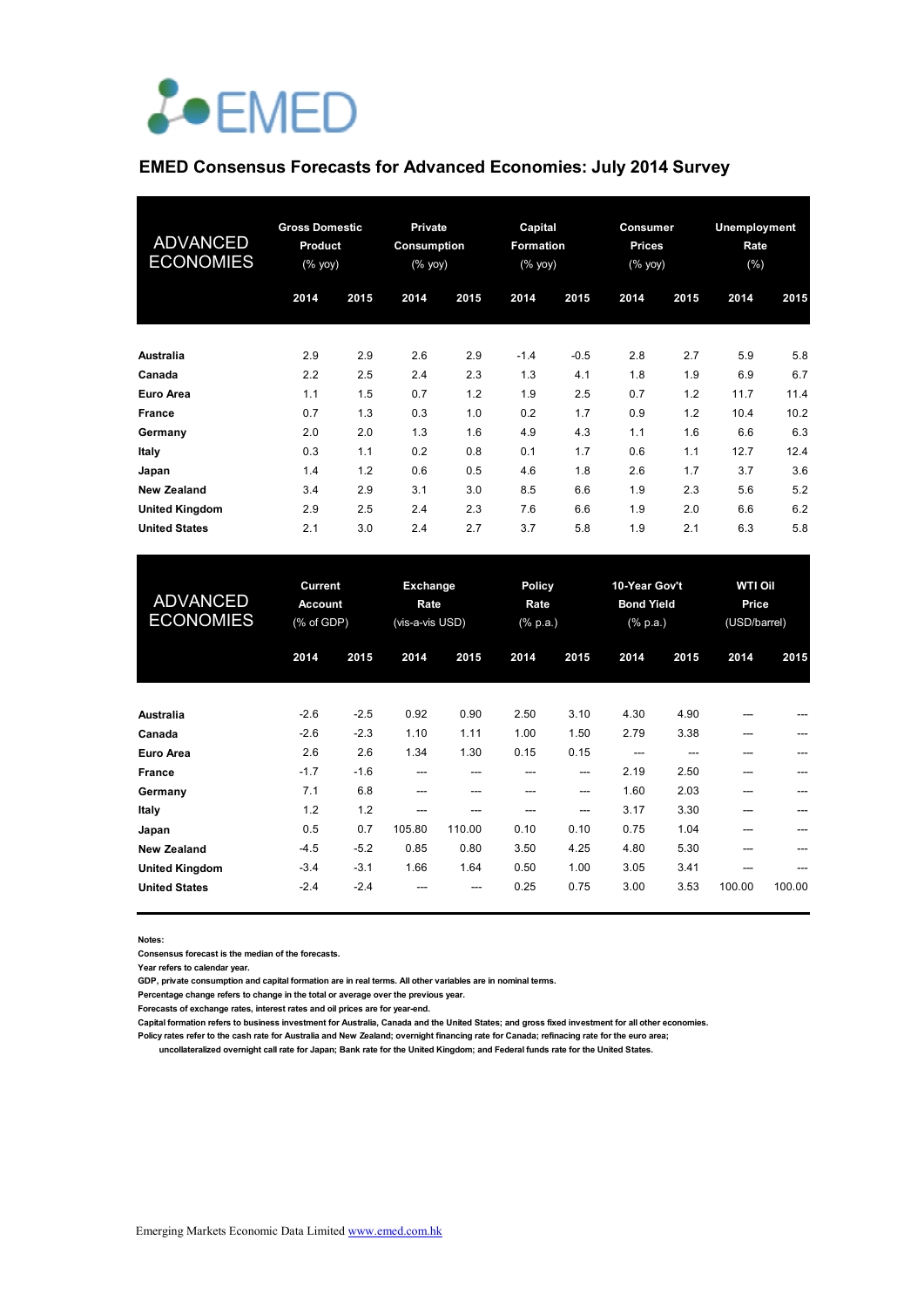# EMED

## EMED Consensus Forecasts for Advanced Economies: July 2014 Survey

| ADVANCED ECONOMIES | Gross Domestic Product (% yoy) | | Private Consumption (% yoy) | | Capital Formation (% yoy) | | Consumer Prices (% yoy) | | Unemployment Rate (%) | |
|---|---|---|---|---|---|---|---|---|---|---|
| | 2014 | 2015 | 2014 | 2015 | 2014 | 2015 | 2014 | 2015 | 2014 | 2015 |
| **Australia** | 2.9 | 2.9 | 2.6 | 2.9 | -1.4 | -0.5 | 2.8 | 2.7 | 5.9 | 5.8 |
| **Canada** | 2.2 | 2.5 | 2.4 | 2.3 | 1.3 | 4.1 | 1.8 | 1.9 | 6.9 | 6.7 |
| **Euro Area** | 1.1 | 1.5 | 0.7 | 1.2 | 1.9 | 2.5 | 0.7 | 1.2 | 11.7 | 11.4 |
| **France** | 0.7 | 1.3 | 0.3 | 1.0 | 0.2 | 1.7 | 0.9 | 1.2 | 10.4 | 10.2 |
| **Germany** | 2.0 | 2.0 | 1.3 | 1.6 | 4.9 | 4.3 | 1.1 | 1.6 | 6.6 | 6.3 |
| **Italy** | 0.3 | 1.1 | 0.2 | 0.8 | 0.1 | 1.7 | 0.6 | 1.1 | 12.7 | 12.4 |
| **Japan** | 1.4 | 1.2 | 0.6 | 0.5 | 4.6 | 1.8 | 2.6 | 1.7 | 3.7 | 3.6 |
| **New Zealand** | 3.4 | 2.9 | 3.1 | 3.0 | 8.5 | 6.6 | 1.9 | 2.3 | 5.6 | 5.2 |
| **United Kingdom** | 2.9 | 2.5 | 2.4 | 2.3 | 7.6 | 6.6 | 1.9 | 2.0 | 6.6 | 6.2 |
| **United States** | 2.1 | 3.0 | 2.4 | 2.7 | 3.7 | 5.8 | 1.9 | 2.1 | 6.3 | 5.8 |

| ADVANCED ECONOMIES | Current Account (% of GDP) | | Exchange Rate (vis-a-vis USD) | | Policy Rate (% p.a.) | | 10-Year Gov't Bond Yield (% p.a.) | | WTI Oil Price (USD/barrel) | |
|---|---|---|---|---|---|---|---|---|---|---|
| | 2014 | 2015 | 2014 | 2015 | 2014 | 2015 | 2014 | 2015 | 2014 | 2015 |
| **Australia** | -2.6 | -2.5 | 0.92 | 0.90 | 2.50 | 3.10 | 4.30 | 4.90 | --- | --- |
| **Canada** | -2.6 | -2.3 | 1.10 | 1.11 | 1.00 | 1.50 | 2.79 | 3.38 | --- | --- |
| **Euro Area** | 2.6 | 2.6 | 1.34 | 1.30 | 0.15 | 0.15 | --- | --- | --- | --- |
| **France** | -1.7 | -1.6 | --- | --- | --- | --- | 2.19 | 2.50 | --- | --- |
| **Germany** | 7.1 | 6.8 | --- | --- | --- | --- | 1.60 | 2.03 | --- | --- |
| **Italy** | 1.2 | 1.2 | --- | --- | --- | --- | 3.17 | 3.30 | --- | --- |
| **Japan** | 0.5 | 0.7 | 105.80 | 110.00 | 0.10 | 0.10 | 0.75 | 1.04 | --- | --- |
| **New Zealand** | -4.5 | -5.2 | 0.85 | 0.80 | 3.50 | 4.25 | 4.80 | 5.30 | --- | --- |
| **United Kingdom** | -3.4 | -3.1 | 1.66 | 1.64 | 0.50 | 1.00 | 3.05 | 3.41 | --- | --- |
| **United States** | -2.4 | -2.4 | --- | --- | 0.25 | 0.75 | 3.00 | 3.53 | 100.00 | 100.00 |

**Notes:**
**Consensus forecast is the median of the forecasts.**
**Year refers to calendar year.**
**GDP, private consumption and capital formation are in real terms. All other variables are in nominal terms.**
**Percentage change refers to change in the total or average over the previous year.**
**Forecasts of exchange rates, interest rates and oil prices are for year-end.**
**Capital formation refers to business investment for Australia, Canada and the United States; and gross fixed investment for all other economies.**
**Policy rates refer to the cash rate for Australia and New Zealand; overnight financing rate for Canada; refinacing rate for the euro area; uncollateralized overnight call rate for Japan; Bank rate for the United Kingdom; and Federal funds rate for the United States.**

Emerging Markets Economic Data Limited www.emed.com.hk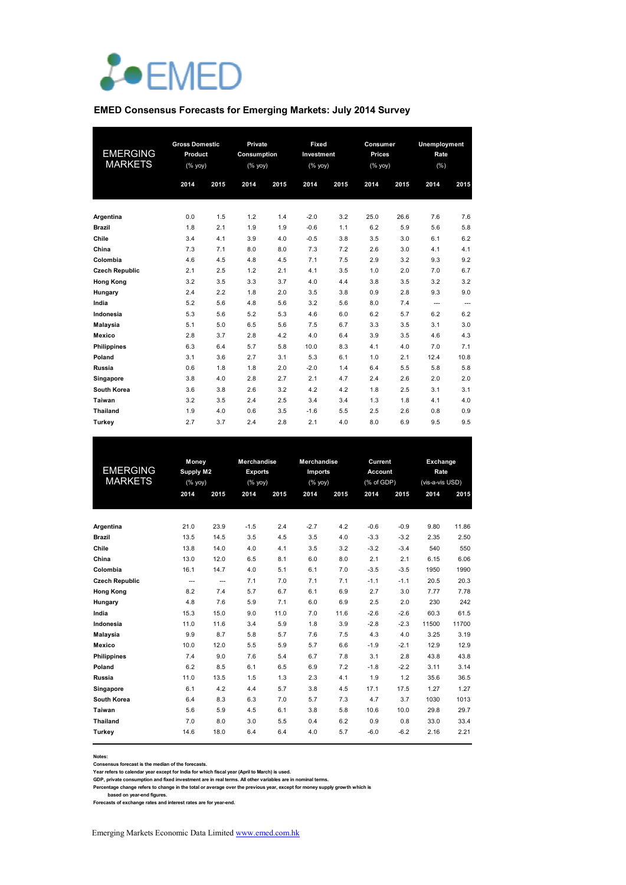# EMED

## EMED Consensus Forecasts for Emerging Markets: July 2014 Survey

| EMERGING MARKETS | Gross Domestic Product (% yoy) | | Private Consumption (% yoy) | | Fixed Investment (% yoy) | | Consumer Prices (% yoy) | | Unemployment Rate (%) | |
|---|---|---|---|---|---|---|---|---|---|---|
| | 2014 | 2015 | 2014 | 2015 | 2014 | 2015 | 2014 | 2015 | 2014 | 2015 |
| **Argentina** | 0.0 | 1.5 | 1.2 | 1.4 | -2.0 | 3.2 | 25.0 | 26.6 | 7.6 | 7.6 |
| **Brazil** | 1.8 | 2.1 | 1.9 | 1.9 | -0.6 | 1.1 | 6.2 | 5.9 | 5.6 | 5.8 |
| **Chile** | 3.4 | 4.1 | 3.9 | 4.0 | -0.5 | 3.8 | 3.5 | 3.0 | 6.1 | 6.2 |
| **China** | 7.3 | 7.1 | 8.0 | 8.0 | 7.3 | 7.2 | 2.6 | 3.0 | 4.1 | 4.1 |
| **Colombia** | 4.6 | 4.5 | 4.8 | 4.5 | 7.1 | 7.5 | 2.9 | 3.2 | 9.3 | 9.2 |
| **Czech Republic** | 2.1 | 2.5 | 1.2 | 2.1 | 4.1 | 3.5 | 1.0 | 2.0 | 7.0 | 6.7 |
| **Hong Kong** | 3.2 | 3.5 | 3.3 | 3.7 | 4.0 | 4.4 | 3.8 | 3.5 | 3.2 | 3.2 |
| **Hungary** | 2.4 | 2.2 | 1.8 | 2.0 | 3.5 | 3.8 | 0.9 | 2.8 | 9.3 | 9.0 |
| **India** | 5.2 | 5.6 | 4.8 | 5.6 | 3.2 | 5.6 | 8.0 | 7.4 | --- | --- |
| **Indonesia** | 5.3 | 5.6 | 5.2 | 5.3 | 4.6 | 6.0 | 6.2 | 5.7 | 6.2 | 6.2 |
| **Malaysia** | 5.1 | 5.0 | 6.5 | 5.6 | 7.5 | 6.7 | 3.3 | 3.5 | 3.1 | 3.0 |
| **Mexico** | 2.8 | 3.7 | 2.8 | 4.2 | 4.0 | 6.4 | 3.9 | 3.5 | 4.6 | 4.3 |
| **Philippines** | 6.3 | 6.4 | 5.7 | 5.8 | 10.0 | 8.3 | 4.1 | 4.0 | 7.0 | 7.1 |
| **Poland** | 3.1 | 3.6 | 2.7 | 3.1 | 5.3 | 6.1 | 1.0 | 2.1 | 12.4 | 10.8 |
| **Russia** | 0.6 | 1.8 | 1.8 | 2.0 | -2.0 | 1.4 | 6.4 | 5.5 | 5.8 | 5.8 |
| **Singapore** | 3.8 | 4.0 | 2.8 | 2.7 | 2.1 | 4.7 | 2.4 | 2.6 | 2.0 | 2.0 |
| **South Korea** | 3.6 | 3.8 | 2.6 | 3.2 | 4.2 | 4.2 | 1.8 | 2.5 | 3.1 | 3.1 |
| **Taiwan** | 3.2 | 3.5 | 2.4 | 2.5 | 3.4 | 3.4 | 1.3 | 1.8 | 4.1 | 4.0 |
| **Thailand** | 1.9 | 4.0 | 0.6 | 3.5 | -1.6 | 5.5 | 2.5 | 2.6 | 0.8 | 0.9 |
| **Turkey** | 2.7 | 3.7 | 2.4 | 2.8 | 2.1 | 4.0 | 8.0 | 6.9 | 9.5 | 9.5 |

| EMERGING MARKETS | Money Supply M2 (% yoy) | | Merchandise Exports (% yoy) | | Merchandise Imports (% yoy) | | Current Account (% of GDP) | | Exchange Rate (vis-a-vis USD) | |
|---|---|---|---|---|---|---|---|---|---|---|
| | 2014 | 2015 | 2014 | 2015 | 2014 | 2015 | 2014 | 2015 | 2014 | 2015 |
| **Argentina** | 21.0 | 23.9 | -1.5 | 2.4 | -2.7 | 4.2 | -0.6 | -0.9 | 9.80 | 11.86 |
| **Brazil** | 13.5 | 14.5 | 3.5 | 4.5 | 3.5 | 4.0 | -3.3 | -3.2 | 2.35 | 2.50 |
| **Chile** | 13.8 | 14.0 | 4.0 | 4.1 | 3.5 | 3.2 | -3.2 | -3.4 | 540 | 550 |
| **China** | 13.0 | 12.0 | 6.5 | 8.1 | 6.0 | 8.0 | 2.1 | 2.1 | 6.15 | 6.06 |
| **Colombia** | 16.1 | 14.7 | 4.0 | 5.1 | 6.1 | 7.0 | -3.5 | -3.5 | 1950 | 1990 |
| **Czech Republic** | --- | --- | 7.1 | 7.0 | 7.1 | 7.1 | -1.1 | -1.1 | 20.5 | 20.3 |
| **Hong Kong** | 8.2 | 7.4 | 5.7 | 6.7 | 6.1 | 6.9 | 2.7 | 3.0 | 7.77 | 7.78 |
| **Hungary** | 4.8 | 7.6 | 5.9 | 7.1 | 6.0 | 6.9 | 2.5 | 2.0 | 230 | 242 |
| **India** | 15.3 | 15.0 | 9.0 | 11.0 | 7.0 | 11.6 | -2.6 | -2.6 | 60.3 | 61.5 |
| **Indonesia** | 11.0 | 11.6 | 3.4 | 5.9 | 1.8 | 3.9 | -2.8 | -2.3 | 11500 | 11700 |
| **Malaysia** | 9.9 | 8.7 | 5.8 | 5.7 | 7.6 | 7.5 | 4.3 | 4.0 | 3.25 | 3.19 |
| **Mexico** | 10.0 | 12.0 | 5.5 | 5.9 | 5.7 | 6.6 | -1.9 | -2.1 | 12.9 | 12.9 |
| **Philippines** | 7.4 | 9.0 | 7.6 | 5.4 | 6.7 | 7.8 | 3.1 | 2.8 | 43.8 | 43.8 |
| **Poland** | 6.2 | 8.5 | 6.1 | 6.5 | 6.9 | 7.2 | -1.8 | -2.2 | 3.11 | 3.14 |
| **Russia** | 11.0 | 13.5 | 1.5 | 1.3 | 2.3 | 4.1 | 1.9 | 1.2 | 35.6 | 36.5 |
| **Singapore** | 6.1 | 4.2 | 4.4 | 5.7 | 3.8 | 4.5 | 17.1 | 17.5 | 1.27 | 1.27 |
| **South Korea** | 6.4 | 8.3 | 6.3 | 7.0 | 5.7 | 7.3 | 4.7 | 3.7 | 1030 | 1013 |
| **Taiwan** | 5.6 | 5.9 | 4.5 | 6.1 | 3.8 | 5.8 | 10.6 | 10.0 | 29.8 | 29.7 |
| **Thailand** | 7.0 | 8.0 | 3.0 | 5.5 | 0.4 | 6.2 | 0.9 | 0.8 | 33.0 | 33.4 |
| **Turkey** | 14.6 | 18.0 | 6.4 | 6.4 | 4.0 | 5.7 | -6.0 | -6.2 | 2.16 | 2.21 |

**Notes:**
**Consensus forecast is the median of the forecasts.**
**Year refers to calendar year except for India for which fiscal year (April to March) is used.**
**GDP, private consumption and fixed investment are in real terms. All other variables are in nominal terms.**
**Percentage change refers to change in the total or average over the previous year, except for money supply growth which is based on year-end figures.**
**Forecasts of exchange rates and interest rates are for year-end.**

Emerging Markets Economic Data Limited www.emed.com.hk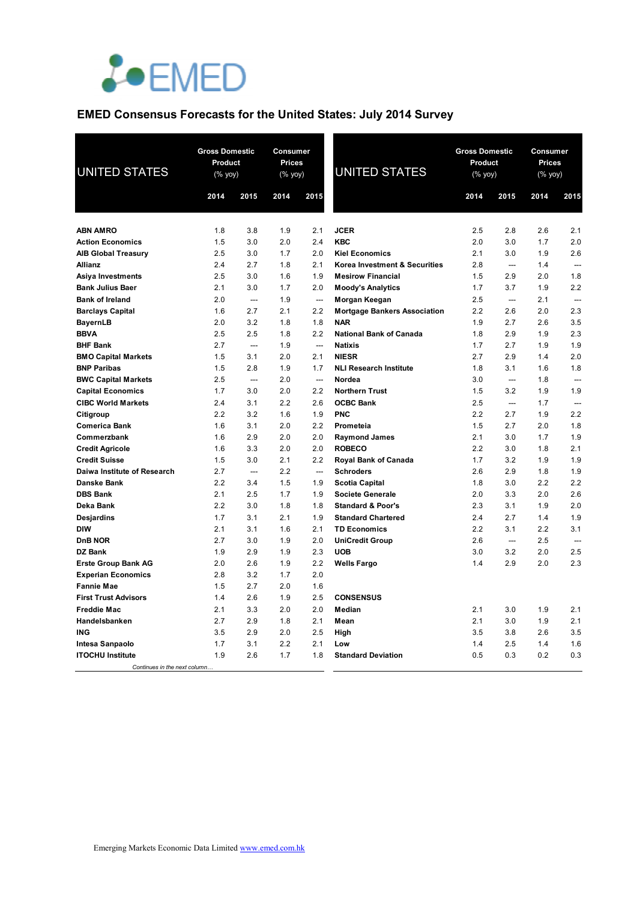EMED

# EMED Consensus Forecasts for the United States: July 2014 Survey

| UNITED STATES | Gross Domestic Product (% yoy) | | Consumer Prices (% yoy) | |
|---|---|---|---|---|
| | 2014 | 2015 | 2014 | 2015 |
| **ABN AMRO** | 1.8 | 3.8 | 1.9 | 2.1 |
| **Action Economics** | 1.5 | 3.0 | 2.0 | 2.4 |
| **AIB Global Treasury** | 2.5 | 3.0 | 1.7 | 2.0 |
| **Allianz** | 2.4 | 2.7 | 1.8 | 2.1 |
| **Asiya Investments** | 2.5 | 3.0 | 1.6 | 1.9 |
| **Bank Julius Baer** | 2.1 | 3.0 | 1.7 | 2.0 |
| **Bank of Ireland** | 2.0 | --- | 1.9 | --- |
| **Barclays Capital** | 1.6 | 2.7 | 2.1 | 2.2 |
| **BayernLB** | 2.0 | 3.2 | 1.8 | 1.8 |
| **BBVA** | 2.5 | 2.5 | 1.8 | 2.2 |
| **BHF Bank** | 2.7 | --- | 1.9 | --- |
| **BMO Capital Markets** | 1.5 | 3.1 | 2.0 | 2.1 |
| **BNP Paribas** | 1.5 | 2.8 | 1.9 | 1.7 |
| **BWC Capital Markets** | 2.5 | --- | 2.0 | --- |
| **Capital Economics** | 1.7 | 3.0 | 2.0 | 2.2 |
| **CIBC World Markets** | 2.4 | 3.1 | 2.2 | 2.6 |
| **Citigroup** | 2.2 | 3.2 | 1.6 | 1.9 |
| **Comerica Bank** | 1.6 | 3.1 | 2.0 | 2.2 |
| **Commerzbank** | 1.6 | 2.9 | 2.0 | 2.0 |
| **Credit Agricole** | 1.6 | 3.3 | 2.0 | 2.0 |
| **Credit Suisse** | 1.5 | 3.0 | 2.1 | 2.2 |
| **Daiwa Institute of Research** | 2.7 | --- | 2.2 | --- |
| **Danske Bank** | 2.2 | 3.4 | 1.5 | 1.9 |
| **DBS Bank** | 2.1 | 2.5 | 1.7 | 1.9 |
| **Deka Bank** | 2.2 | 3.0 | 1.8 | 1.8 |
| **Desjardins** | 1.7 | 3.1 | 2.1 | 1.9 |
| **DIW** | 2.1 | 3.1 | 1.6 | 2.1 |
| **DnB NOR** | 2.7 | 3.0 | 1.9 | 2.0 |
| **DZ Bank** | 1.9 | 2.9 | 1.9 | 2.3 |
| **Erste Group Bank AG** | 2.0 | 2.6 | 1.9 | 2.2 |
| **Experian Economics** | 2.8 | 3.2 | 1.7 | 2.0 |
| **Fannie Mae** | 1.5 | 2.7 | 2.0 | 1.6 |
| **First Trust Advisors** | 1.4 | 2.6 | 1.9 | 2.5 |
| **Freddie Mac** | 2.1 | 3.3 | 2.0 | 2.0 |
| **Handelsbanken** | 2.7 | 2.9 | 1.8 | 2.1 |
| **ING** | 3.5 | 2.9 | 2.0 | 2.5 |
| **Intesa Sanpaolo** | 1.7 | 3.1 | 2.2 | 2.1 |
| **ITOCHU Institute** | 1.9 | 2.6 | 1.7 | 1.8 |
| **JCER** | 2.5 | 2.8 | 2.6 | 2.1 |
| **KBC** | 2.0 | 3.0 | 1.7 | 2.0 |
| **Kiel Economics** | 2.1 | 3.0 | 1.9 | 2.6 |
| **Korea Investment & Securities** | 2.8 | --- | 1.4 | --- |
| **Mesirow Financial** | 1.5 | 2.9 | 2.0 | 1.8 |
| **Moody's Analytics** | 1.7 | 3.7 | 1.9 | 2.2 |
| **Morgan Keegan** | 2.5 | --- | 2.1 | --- |
| **Mortgage Bankers Association** | 2.2 | 2.6 | 2.0 | 2.3 |
| **NAR** | 1.9 | 2.7 | 2.6 | 3.5 |
| **National Bank of Canada** | 1.8 | 2.9 | 1.9 | 2.3 |
| **Natixis** | 1.7 | 2.7 | 1.9 | 1.9 |
| **NIESR** | 2.7 | 2.9 | 1.4 | 2.0 |
| **NLI Research Institute** | 1.8 | 3.1 | 1.6 | 1.8 |
| **Nordea** | 3.0 | --- | 1.8 | --- |
| **Northern Trust** | 1.5 | 3.2 | 1.9 | 1.9 |
| **OCBC Bank** | 2.5 | --- | 1.7 | --- |
| **PNC** | 2.2 | 2.7 | 1.9 | 2.2 |
| **Prometeia** | 1.5 | 2.7 | 2.0 | 1.8 |
| **Raymond James** | 2.1 | 3.0 | 1.7 | 1.9 |
| **ROBECO** | 2.2 | 3.0 | 1.8 | 2.1 |
| **Royal Bank of Canada** | 1.7 | 3.2 | 1.9 | 1.9 |
| **Schroders** | 2.6 | 2.9 | 1.8 | 1.9 |
| **Scotia Capital** | 1.8 | 3.0 | 2.2 | 2.2 |
| **Societe Generale** | 2.0 | 3.3 | 2.0 | 2.6 |
| **Standard & Poor's** | 2.3 | 3.1 | 1.9 | 2.0 |
| **Standard Chartered** | 2.4 | 2.7 | 1.4 | 1.9 |
| **TD Economics** | 2.2 | 3.1 | 2.2 | 3.1 |
| **UniCredit Group** | 2.6 | --- | 2.5 | --- |
| **UOB** | 3.0 | 3.2 | 2.0 | 2.5 |
| **Wells Fargo** | 1.4 | 2.9 | 2.0 | 2.3 |
| | | | | |
| **CONSENSUS** | | | | |
| **Median** | 2.1 | 3.0 | 1.9 | 2.1 |
| **Mean** | 2.1 | 3.0 | 1.9 | 2.1 |
| **High** | 3.5 | 3.8 | 2.6 | 3.5 |
| **Low** | 1.4 | 2.5 | 1.4 | 1.6 |
| **Standard Deviation** | 0.5 | 0.3 | 0.2 | 0.3 |

*Continues in the next column…*

Emerging Markets Economic Data Limited www.emed.com.hk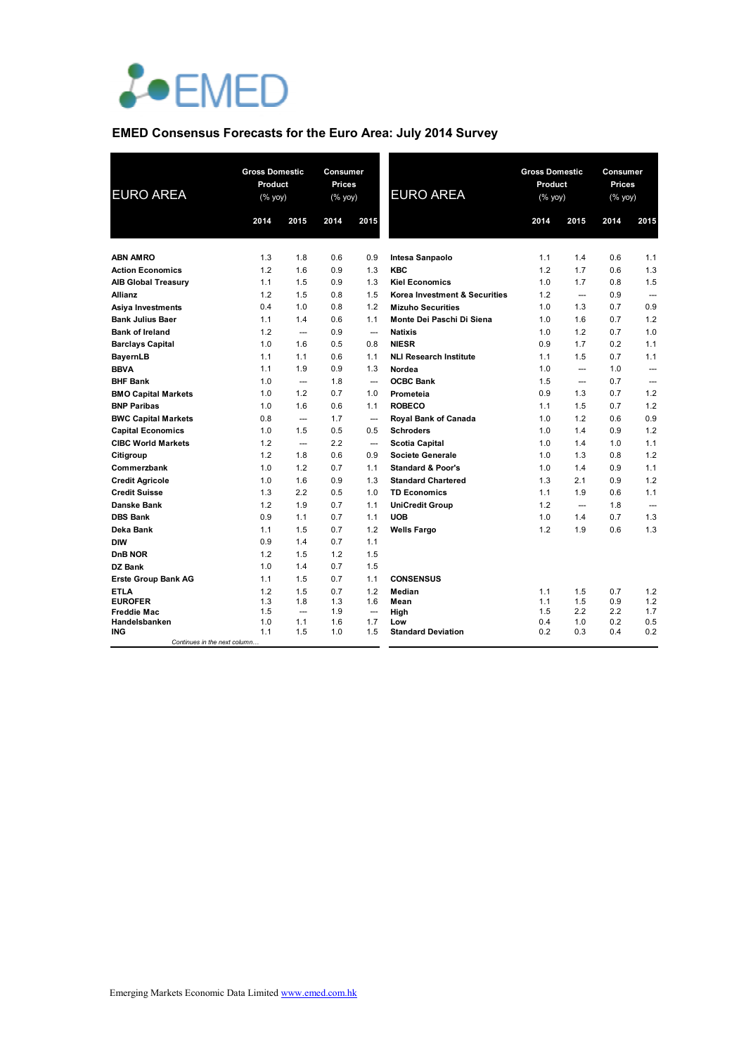EMED

## EMED Consensus Forecasts for the Euro Area: July 2014 Survey

| EURO AREA | Gross Domestic Product (% yoy) | | Consumer Prices (% yoy) | |
|---|---|---|---|---|
| | 2014 | 2015 | 2014 | 2015 |
| **ABN AMRO** | 1.3 | 1.8 | 0.6 | 0.9 |
| **Action Economics** | 1.2 | 1.6 | 0.9 | 1.3 |
| **AIB Global Treasury** | 1.1 | 1.5 | 0.9 | 1.3 |
| **Allianz** | 1.2 | 1.5 | 0.8 | 1.5 |
| **Asiya Investments** | 0.4 | 1.0 | 0.8 | 1.2 |
| **Bank Julius Baer** | 1.1 | 1.4 | 0.6 | 1.1 |
| **Bank of Ireland** | 1.2 | --- | 0.9 | --- |
| **Barclays Capital** | 1.0 | 1.6 | 0.5 | 0.8 |
| **BayernLB** | 1.1 | 1.1 | 0.6 | 1.1 |
| **BBVA** | 1.1 | 1.9 | 0.9 | 1.3 |
| **BHF Bank** | 1.0 | --- | 1.8 | --- |
| **BMO Capital Markets** | 1.0 | 1.2 | 0.7 | 1.0 |
| **BNP Paribas** | 1.0 | 1.6 | 0.6 | 1.1 |
| **BWC Capital Markets** | 0.8 | --- | 1.7 | --- |
| **Capital Economics** | 1.0 | 1.5 | 0.5 | 0.5 |
| **CIBC World Markets** | 1.2 | --- | 2.2 | --- |
| **Citigroup** | 1.2 | 1.8 | 0.6 | 0.9 |
| **Commerzbank** | 1.0 | 1.2 | 0.7 | 1.1 |
| **Credit Agricole** | 1.0 | 1.6 | 0.9 | 1.3 |
| **Credit Suisse** | 1.3 | 2.2 | 0.5 | 1.0 |
| **Danske Bank** | 1.2 | 1.9 | 0.7 | 1.1 |
| **DBS Bank** | 0.9 | 1.1 | 0.7 | 1.1 |
| **Deka Bank** | 1.1 | 1.5 | 0.7 | 1.2 |
| **DIW** | 0.9 | 1.4 | 0.7 | 1.1 |
| **DnB NOR** | 1.2 | 1.5 | 1.2 | 1.5 |
| **DZ Bank** | 1.0 | 1.4 | 0.7 | 1.5 |
| **Erste Group Bank AG** | 1.1 | 1.5 | 0.7 | 1.1 |
| **ETLA** | 1.2 | 1.5 | 0.7 | 1.2 |
| **EUROFER** | 1.3 | 1.8 | 1.3 | 1.6 |
| **Freddie Mac** | 1.5 | --- | 1.9 | --- |
| **Handelsbanken** | 1.0 | 1.1 | 1.6 | 1.7 |
| **ING** | 1.1 | 1.5 | 1.0 | 1.5 |
| **Intesa Sanpaolo** | 1.1 | 1.4 | 0.6 | 1.1 |
| **KBC** | 1.2 | 1.7 | 0.6 | 1.3 |
| **Kiel Economics** | 1.0 | 1.7 | 0.8 | 1.5 |
| **Korea Investment & Securities** | 1.2 | --- | 0.9 | --- |
| **Mizuho Securities** | 1.0 | 1.3 | 0.7 | 0.9 |
| **Monte Dei Paschi Di Siena** | 1.0 | 1.6 | 0.7 | 1.2 |
| **Natixis** | 1.0 | 1.2 | 0.7 | 1.0 |
| **NIESR** | 0.9 | 1.7 | 0.2 | 1.1 |
| **NLI Research Institute** | 1.1 | 1.5 | 0.7 | 1.1 |
| **Nordea** | 1.0 | --- | 1.0 | --- |
| **OCBC Bank** | 1.5 | --- | 0.7 | --- |
| **Prometeia** | 0.9 | 1.3 | 0.7 | 1.2 |
| **ROBECO** | 1.1 | 1.5 | 0.7 | 1.2 |
| **Royal Bank of Canada** | 1.0 | 1.2 | 0.6 | 0.9 |
| **Schroders** | 1.0 | 1.4 | 0.9 | 1.2 |
| **Scotia Capital** | 1.0 | 1.4 | 1.0 | 1.1 |
| **Societe Generale** | 1.0 | 1.3 | 0.8 | 1.2 |
| **Standard & Poor's** | 1.0 | 1.4 | 0.9 | 1.1 |
| **Standard Chartered** | 1.3 | 2.1 | 0.9 | 1.2 |
| **TD Economics** | 1.1 | 1.9 | 0.6 | 1.1 |
| **UniCredit Group** | 1.2 | --- | 1.8 | --- |
| **UOB** | 1.0 | 1.4 | 0.7 | 1.3 |
| **Wells Fargo** | 1.2 | 1.9 | 0.6 | 1.3 |
| **CONSENSUS** | | | | |
| **Median** | 1.1 | 1.5 | 0.7 | 1.2 |
| **Mean** | 1.1 | 1.5 | 0.9 | 1.2 |
| **High** | 1.5 | 2.2 | 2.2 | 1.7 |
| **Low** | 0.4 | 1.0 | 0.2 | 0.5 |
| **Standard Deviation** | 0.2 | 0.3 | 0.4 | 0.2 |

Emerging Markets Economic Data Limited www.emed.com.hk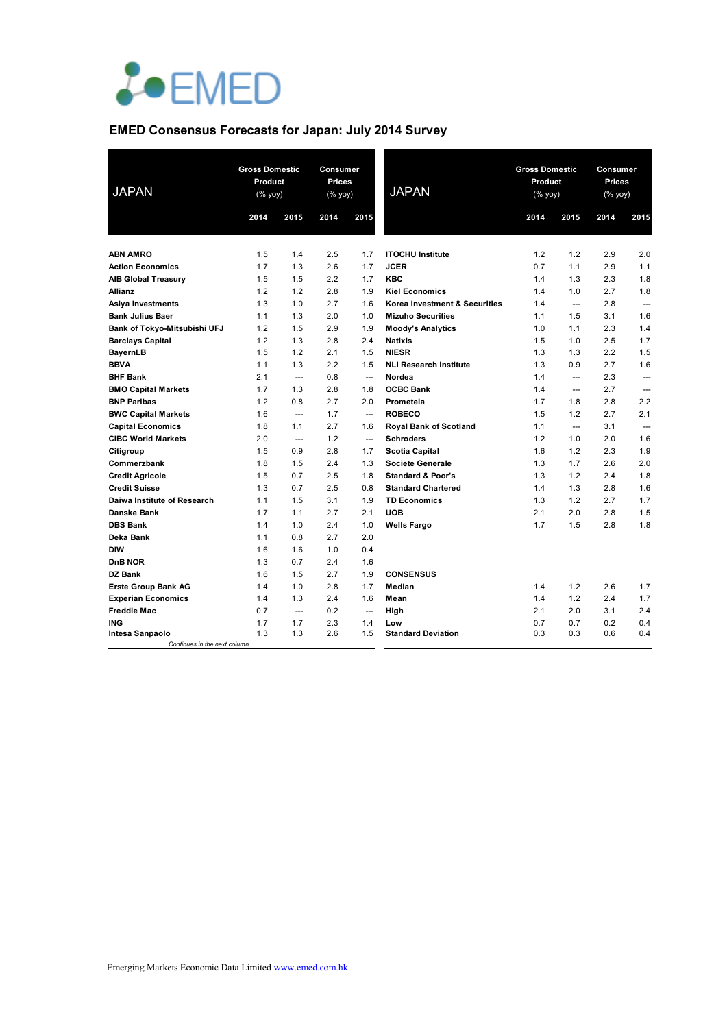EMED

## EMED Consensus Forecasts for Japan: July 2014 Survey

| JAPAN | Gross Domestic Product (% yoy) | | Consumer Prices (% yoy) | |
|---|---|---|---|---|
| | 2014 | 2015 | 2014 | 2015 |
| **ABN AMRO** | 1.5 | 1.4 | 2.5 | 1.7 |
| **Action Economics** | 1.7 | 1.3 | 2.6 | 1.7 |
| **AIB Global Treasury** | 1.5 | 1.5 | 2.2 | 1.7 |
| **Allianz** | 1.2 | 1.2 | 2.8 | 1.9 |
| **Asiya Investments** | 1.3 | 1.0 | 2.7 | 1.6 |
| **Bank Julius Baer** | 1.1 | 1.3 | 2.0 | 1.0 |
| **Bank of Tokyo-Mitsubishi UFJ** | 1.2 | 1.5 | 2.9 | 1.9 |
| **Barclays Capital** | 1.2 | 1.3 | 2.8 | 2.4 |
| **BayernLB** | 1.5 | 1.2 | 2.1 | 1.5 |
| **BBVA** | 1.1 | 1.3 | 2.2 | 1.5 |
| **BHF Bank** | 2.1 | --- | 0.8 | --- |
| **BMO Capital Markets** | 1.7 | 1.3 | 2.8 | 1.8 |
| **BNP Paribas** | 1.2 | 0.8 | 2.7 | 2.0 |
| **BWC Capital Markets** | 1.6 | --- | 1.7 | --- |
| **Capital Economics** | 1.8 | 1.1 | 2.7 | 1.6 |
| **CIBC World Markets** | 2.0 | --- | 1.2 | --- |
| **Citigroup** | 1.5 | 0.9 | 2.8 | 1.7 |
| **Commerzbank** | 1.8 | 1.5 | 2.4 | 1.3 |
| **Credit Agricole** | 1.5 | 0.7 | 2.5 | 1.8 |
| **Credit Suisse** | 1.3 | 0.7 | 2.5 | 0.8 |
| **Daiwa Institute of Research** | 1.1 | 1.5 | 3.1 | 1.9 |
| **Danske Bank** | 1.7 | 1.1 | 2.7 | 2.1 |
| **DBS Bank** | 1.4 | 1.0 | 2.4 | 1.0 |
| **Deka Bank** | 1.1 | 0.8 | 2.7 | 2.0 |
| **DIW** | 1.6 | 1.6 | 1.0 | 0.4 |
| **DnB NOR** | 1.3 | 0.7 | 2.4 | 1.6 |
| **DZ Bank** | 1.6 | 1.5 | 2.7 | 1.9 |
| **Erste Group Bank AG** | 1.4 | 1.0 | 2.8 | 1.7 |
| **Experian Economics** | 1.4 | 1.3 | 2.4 | 1.6 |
| **Freddie Mac** | 0.7 | --- | 0.2 | --- |
| **ING** | 1.7 | 1.7 | 2.3 | 1.4 |
| **Intesa Sanpaolo** | 1.3 | 1.3 | 2.6 | 1.5 |
| **ITOCHU Institute** | 1.2 | 1.2 | 2.9 | 2.0 |
| **JCER** | 0.7 | 1.1 | 2.9 | 1.1 |
| **KBC** | 1.4 | 1.3 | 2.3 | 1.8 |
| **Kiel Economics** | 1.4 | 1.0 | 2.7 | 1.8 |
| **Korea Investment & Securities** | 1.4 | --- | 2.8 | --- |
| **Mizuho Securities** | 1.1 | 1.5 | 3.1 | 1.6 |
| **Moody's Analytics** | 1.0 | 1.1 | 2.3 | 1.4 |
| **Natixis** | 1.5 | 1.0 | 2.5 | 1.7 |
| **NIESR** | 1.3 | 1.3 | 2.2 | 1.5 |
| **NLI Research Institute** | 1.3 | 0.9 | 2.7 | 1.6 |
| **Nordea** | 1.4 | --- | 2.3 | --- |
| **OCBC Bank** | 1.4 | --- | 2.7 | --- |
| **Prometeia** | 1.7 | 1.8 | 2.8 | 2.2 |
| **ROBECO** | 1.5 | 1.2 | 2.7 | 2.1 |
| **Royal Bank of Scotland** | 1.1 | --- | 3.1 | --- |
| **Schroders** | 1.2 | 1.0 | 2.0 | 1.6 |
| **Scotia Capital** | 1.6 | 1.2 | 2.3 | 1.9 |
| **Societe Generale** | 1.3 | 1.7 | 2.6 | 2.0 |
| **Standard & Poor's** | 1.3 | 1.2 | 2.4 | 1.8 |
| **Standard Chartered** | 1.4 | 1.3 | 2.8 | 1.6 |
| **TD Economics** | 1.3 | 1.2 | 2.7 | 1.7 |
| **UOB** | 2.1 | 2.0 | 2.8 | 1.5 |
| **Wells Fargo** | 1.7 | 1.5 | 2.8 | 1.8 |
| **CONSENSUS** | | | | |
| **Median** | 1.4 | 1.2 | 2.6 | 1.7 |
| **Mean** | 1.4 | 1.2 | 2.4 | 1.7 |
| **High** | 2.1 | 2.0 | 3.1 | 2.4 |
| **Low** | 0.7 | 0.7 | 0.2 | 0.4 |
| **Standard Deviation** | 0.3 | 0.3 | 0.6 | 0.4 |

Emerging Markets Economic Data Limited www.emed.com.hk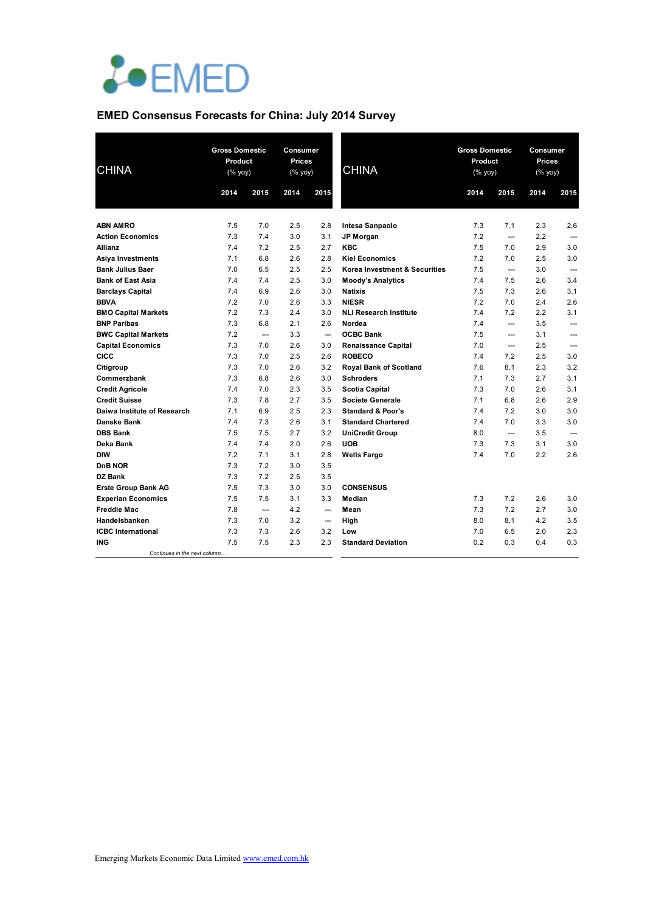# EMED

## EMED Consensus Forecasts for China: July 2014 Survey

| CHINA | Gross Domestic Product (% yoy) | | Consumer Prices (% yoy) | |
|---|---|---|---|---|
| | 2014 | 2015 | 2014 | 2015 |
| **ABN AMRO** | 7.5 | 7.0 | 2.5 | 2.8 |
| **Action Economics** | 7.3 | 7.4 | 3.0 | 3.1 |
| **Allianz** | 7.4 | 7.2 | 2.5 | 2.7 |
| **Asiya Investments** | 7.1 | 6.8 | 2.6 | 2.8 |
| **Bank Julius Baer** | 7.0 | 6.5 | 2.5 | 2.5 |
| **Bank of East Asia** | 7.4 | 7.4 | 2.5 | 3.0 |
| **Barclays Capital** | 7.4 | 6.9 | 2.6 | 3.0 |
| **BBVA** | 7.2 | 7.0 | 2.6 | 3.3 |
| **BMO Capital Markets** | 7.2 | 7.3 | 2.4 | 3.0 |
| **BNP Paribas** | 7.3 | 6.8 | 2.1 | 2.6 |
| **BWC Capital Markets** | 7.2 | --- | 3.3 | --- |
| **Capital Economics** | 7.3 | 7.0 | 2.6 | 3.0 |
| **CICC** | 7.3 | 7.0 | 2.5 | 2.6 |
| **Citigroup** | 7.3 | 7.0 | 2.6 | 3.2 |
| **Commerzbank** | 7.3 | 6.8 | 2.6 | 3.0 |
| **Credit Agricole** | 7.4 | 7.0 | 2.3 | 3.5 |
| **Credit Suisse** | 7.3 | 7.8 | 2.7 | 3.5 |
| **Daiwa Institute of Research** | 7.1 | 6.9 | 2.5 | 2.3 |
| **Danske Bank** | 7.4 | 7.3 | 2.6 | 3.1 |
| **DBS Bank** | 7.5 | 7.5 | 2.7 | 3.2 |
| **Deka Bank** | 7.4 | 7.4 | 2.0 | 2.6 |
| **DIW** | 7.2 | 7.1 | 3.1 | 2.8 |
| **DnB NOR** | 7.3 | 7.2 | 3.0 | 3.5 |
| **DZ Bank** | 7.3 | 7.2 | 2.5 | 3.5 |
| **Erste Group Bank AG** | 7.5 | 7.3 | 3.0 | 3.0 |
| **Experian Economics** | 7.5 | 7.5 | 3.1 | 3.3 |
| **Freddie Mac** | 7.8 | --- | 4.2 | --- |
| **Handelsbanken** | 7.3 | 7.0 | 3.2 | --- |
| **ICBC International** | 7.3 | 7.3 | 2.6 | 3.2 |
| **ING** | 7.5 | 7.5 | 2.3 | 2.3 |
| **Intesa Sanpaolo** | 7.3 | 7.1 | 2.3 | 2.6 |
| **JP Morgan** | 7.2 | --- | 2.2 | --- |
| **KBC** | 7.5 | 7.0 | 2.9 | 3.0 |
| **Kiel Economics** | 7.2 | 7.0 | 2.5 | 3.0 |
| **Korea Investment & Securities** | 7.5 | --- | 3.0 | --- |
| **Moody's Analytics** | 7.4 | 7.5 | 2.6 | 3.4 |
| **Natixis** | 7.5 | 7.3 | 2.6 | 3.1 |
| **NIESR** | 7.2 | 7.0 | 2.4 | 2.6 |
| **NLI Research Institute** | 7.4 | 7.2 | 2.2 | 3.1 |
| **Nordea** | 7.4 | --- | 3.5 | --- |
| **OCBC Bank** | 7.5 | --- | 3.1 | --- |
| **Renaissance Capital** | 7.0 | --- | 2.5 | --- |
| **ROBECO** | 7.4 | 7.2 | 2.5 | 3.0 |
| **Royal Bank of Scotland** | 7.6 | 8.1 | 2.3 | 3.2 |
| **Schroders** | 7.1 | 7.3 | 2.7 | 3.1 |
| **Scotia Capital** | 7.3 | 7.0 | 2.6 | 3.1 |
| **Societe Generale** | 7.1 | 6.8 | 2.6 | 2.9 |
| **Standard & Poor's** | 7.4 | 7.2 | 3.0 | 3.0 |
| **Standard Chartered** | 7.4 | 7.0 | 3.3 | 3.0 |
| **UniCredit Group** | 8.0 | --- | 3.5 | --- |
| **UOB** | 7.3 | 7.3 | 3.1 | 3.0 |
| **Wells Fargo** | 7.4 | 7.0 | 2.2 | 2.6 |
| **CONSENSUS** | | | | |
| **Median** | 7.3 | 7.2 | 2.6 | 3.0 |
| **Mean** | 7.3 | 7.2 | 2.7 | 3.0 |
| **High** | 8.0 | 8.1 | 4.2 | 3.5 |
| **Low** | 7.0 | 6.5 | 2.0 | 2.3 |
| **Standard Deviation** | 0.2 | 0.3 | 0.4 | 0.3 |

Emerging Markets Economic Data Limited www.emed.com.hk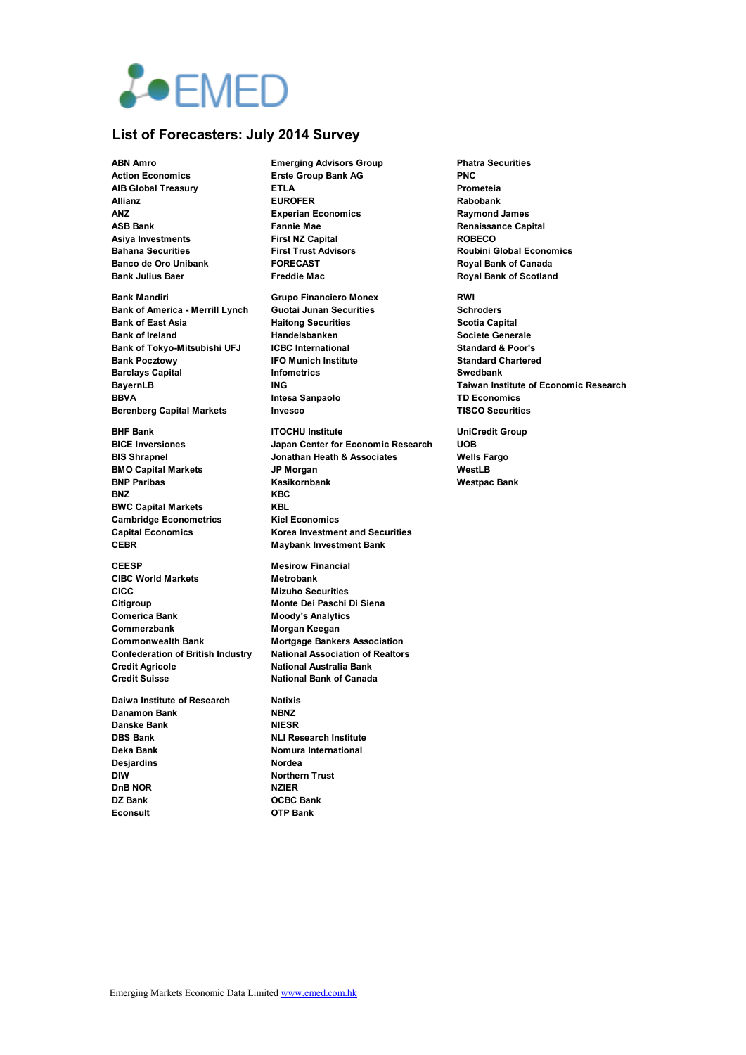EMED

## List of Forecasters: July 2014 Survey

ABN Amro
Action Economics
AIB Global Treasury
Allianz
ANZ
ASB Bank
Asiya Investments
Bahana Securities
Banco de Oro Unibank
Bank Julius Baer

Bank Mandiri
Bank of America - Merrill Lynch
Bank of East Asia
Bank of Ireland
Bank of Tokyo-Mitsubishi UFJ
Bank Pocztowy
Barclays Capital
BayernLB
BBVA
Berenberg Capital Markets

BHF Bank
BICE Inversiones
BIS Shrapnel
BMO Capital Markets
BNP Paribas
BNZ
BWC Capital Markets
Cambridge Econometrics
Capital Economics
CEBR

CEESP
CIBC World Markets
CICC
Citigroup
Comerica Bank
Commerzbank
Commonwealth Bank
Confederation of British Industry
Credit Agricole
Credit Suisse

Daiwa Institute of Research
Danamon Bank
Danske Bank
DBS Bank
Deka Bank
Desjardins
DIW
DnB NOR
DZ Bank
Econsult

Emerging Advisors Group
Erste Group Bank AG
ETLA
EUROFER
Experian Economics
Fannie Mae
First NZ Capital
First Trust Advisors
FORECAST
Freddie Mac

Grupo Financiero Monex
Guotai Junan Securities
Haitong Securities
Handelsbanken
ICBC International
IFO Munich Institute
Infometrics
ING
Intesa Sanpaolo
Invesco

ITOCHU Institute
Japan Center for Economic Research
Jonathan Heath & Associates
JP Morgan
Kasikornbank
KBC
KBL
Kiel Economics
Korea Investment and Securities
Maybank Investment Bank

Mesirow Financial
Metrobank
Mizuho Securities
Monte Dei Paschi Di Siena
Moody's Analytics
Morgan Keegan
Mortgage Bankers Association
National Association of Realtors
National Australia Bank
National Bank of Canada

Natixis
NBNZ
NIESR
NLI Research Institute
Nomura International
Nordea
Northern Trust
NZIER
OCBC Bank
OTP Bank

Phatra Securities
PNC
Prometeia
Rabobank
Raymond James
Renaissance Capital
ROBECO
Roubini Global Economics
Royal Bank of Canada
Royal Bank of Scotland

RWI
Schroders
Scotia Capital
Societe Generale
Standard & Poor's
Standard Chartered
Swedbank
Taiwan Institute of Economic Research
TD Economics
TISCO Securities

UniCredit Group
UOB
Wells Fargo
WestLB
Westpac Bank

Emerging Markets Economic Data Limited [www.emed.com.hk](http://www.emed.com.hk)